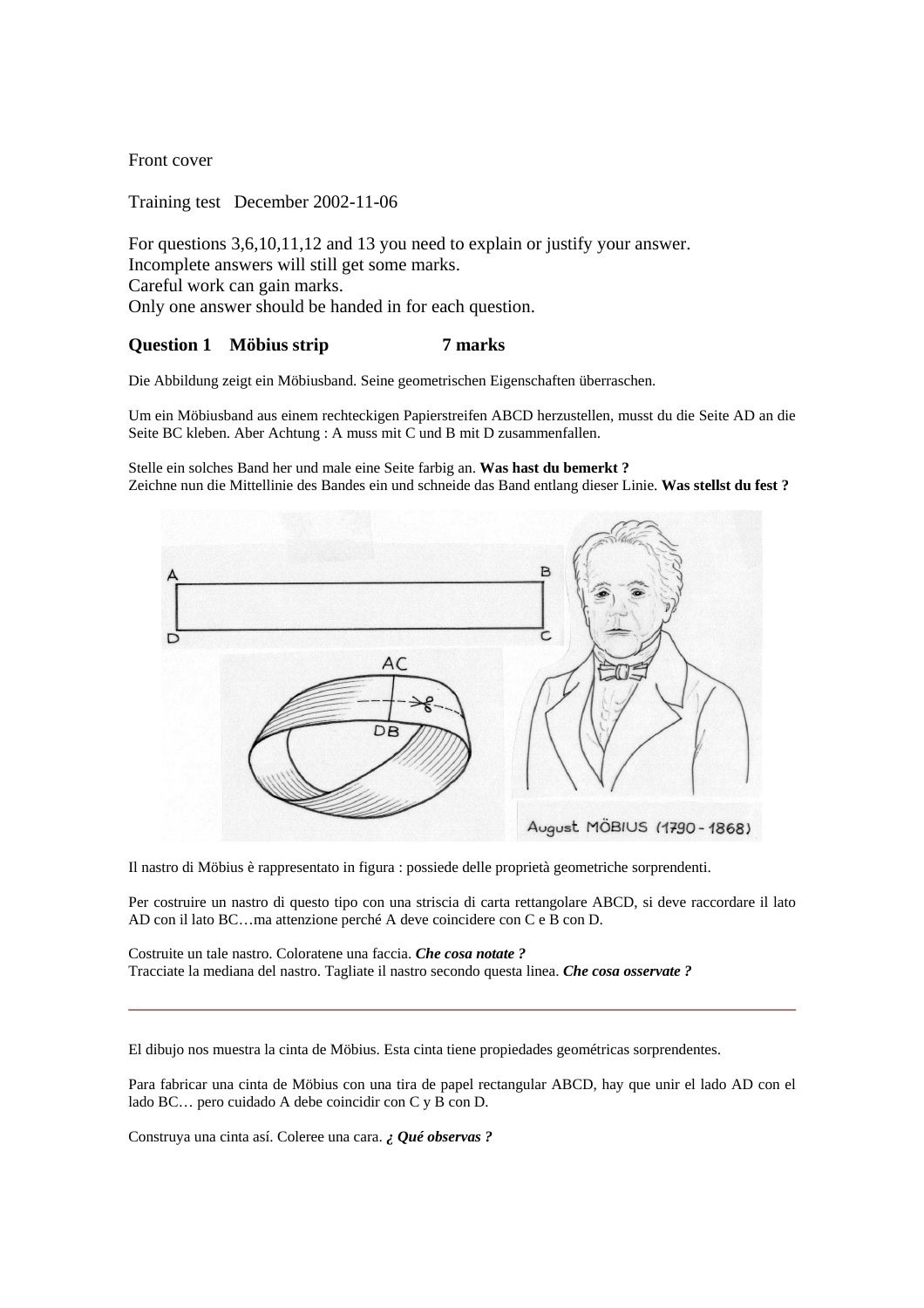Front cover

Training test   December 2002-11-06

For questions 3,6,10,11,12 and 13 you need to explain or justify your answer.
Incomplete answers will still get some marks.
Careful work can gain marks.
Only one answer should be handed in for each question.

### Question 1    Möbius strip                    7 marks

Die Abbildung zeigt ein Möbiusband. Seine geometrischen Eigenschaften überraschen.

Um ein Möbiusband aus einem rechteckigen Papierstreifen ABCD herzustellen, musst du die Seite AD an die Seite BC kleben. Aber Achtung : A muss mit C und B mit D zusammenfallen.

Stelle ein solches Band her und male eine Seite farbig an. **Was hast du bemerkt ?**
Zeichne nun die Mittellinie des Bandes ein und schneide das Band entlang dieser Linie. **Was stellst du fest ?**

Il nastro di Möbius è rappresentato in figura : possiede delle proprietà geometriche sorprendenti.

Per costruire un nastro di questo tipo con una striscia di carta rettangolare ABCD, si deve raccordare il lato AD con il lato BC…ma attenzione perché A deve coincidere con C e B con D.

Costruite un tale nastro. Coloratene una faccia. ***Che cosa notate ?***
Tracciate la mediana del nastro. Tagliate il nastro secondo questa linea. ***Che cosa osservate ?***

---

El dibujo nos muestra la cinta de Möbius. Esta cinta tiene propiedades geométricas sorprendentes.

Para fabricar una cinta de Möbius con una tira de papel rectangular ABCD, hay que unir el lado AD con el lado BC… pero cuidado A debe coincidir con C y B con D.

Construya una cinta así. Coloree una cara. ***¿ Qué observas ?***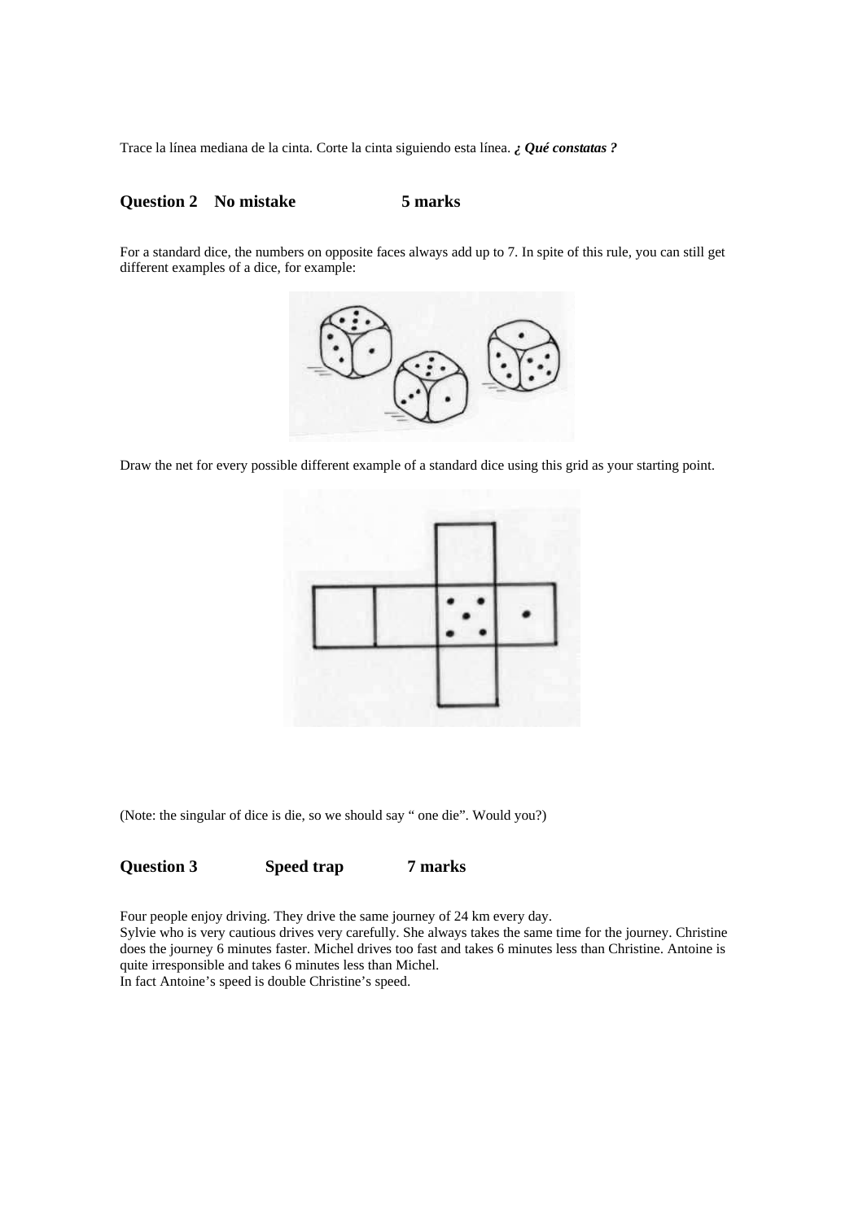Trace la línea mediana de la cinta. Corte la cinta siguiendo esta línea. ***¿ Qué constatas ?***

## Question 2 No mistake 5 marks

For a standard dice, the numbers on opposite faces always add up to 7. In spite of this rule, you can still get different examples of a dice, for example:

Draw the net for every possible different example of a standard dice using this grid as your starting point.

(Note: the singular of dice is die, so we should say " one die". Would you?)

## Question 3 Speed trap 7 marks

Four people enjoy driving. They drive the same journey of 24 km every day.
Sylvie who is very cautious drives very carefully. She always takes the same time for the journey. Christine does the journey 6 minutes faster. Michel drives too fast and takes 6 minutes less than Christine. Antoine is quite irresponsible and takes 6 minutes less than Michel.
In fact Antoine's speed is double Christine's speed.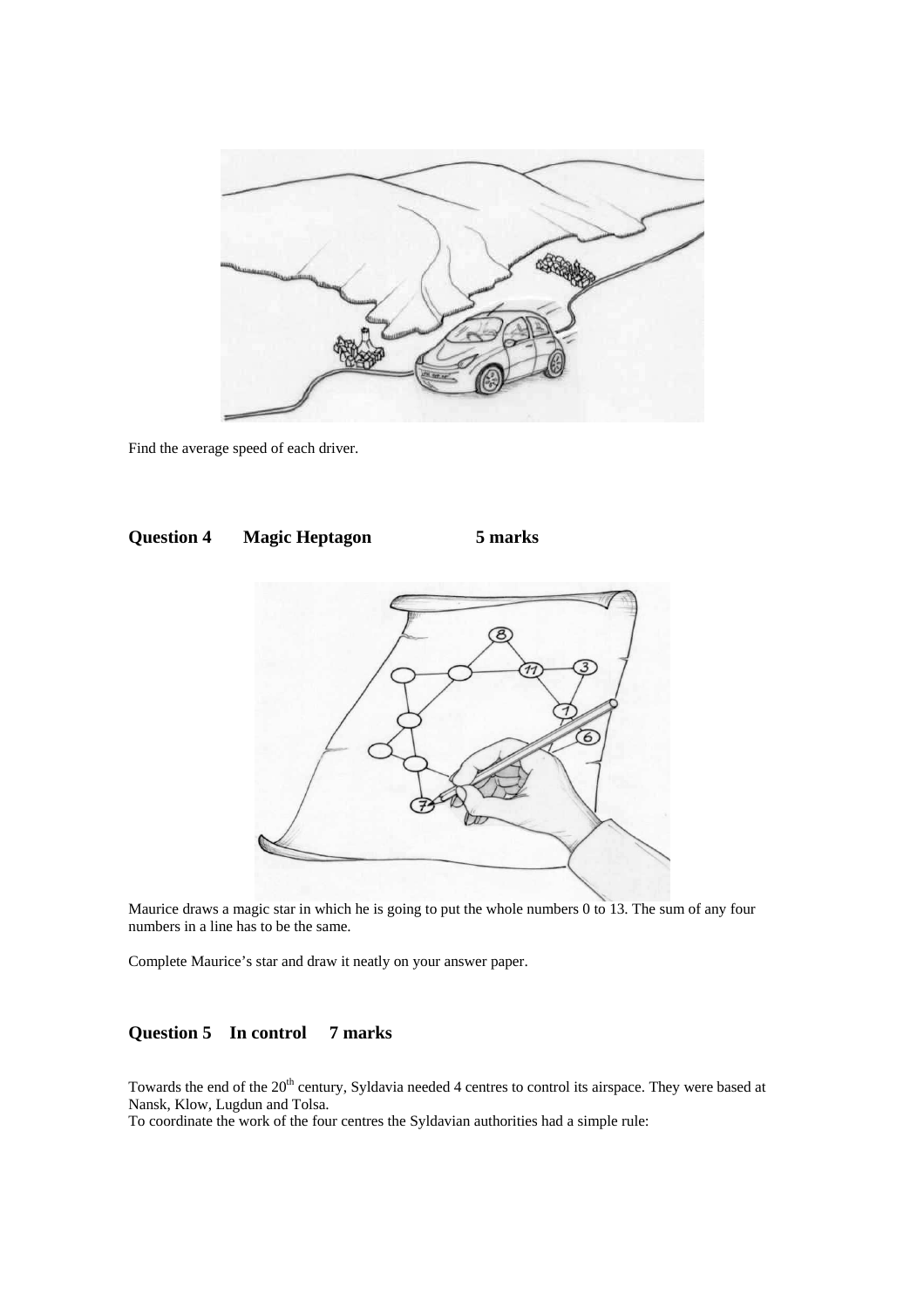Find the average speed of each driver.

## Question 4 Magic Heptagon 5 marks

Maurice draws a magic star in which he is going to put the whole numbers 0 to 13. The sum of any four numbers in a line has to be the same.

Complete Maurice's star and draw it neatly on your answer paper.

## Question 5 In control 7 marks

Towards the end of the 20th century, Syldavia needed 4 centres to control its airspace. They were based at Nansk, Klow, Lugdun and Tolsa.
To coordinate the work of the four centres the Syldavian authorities had a simple rule: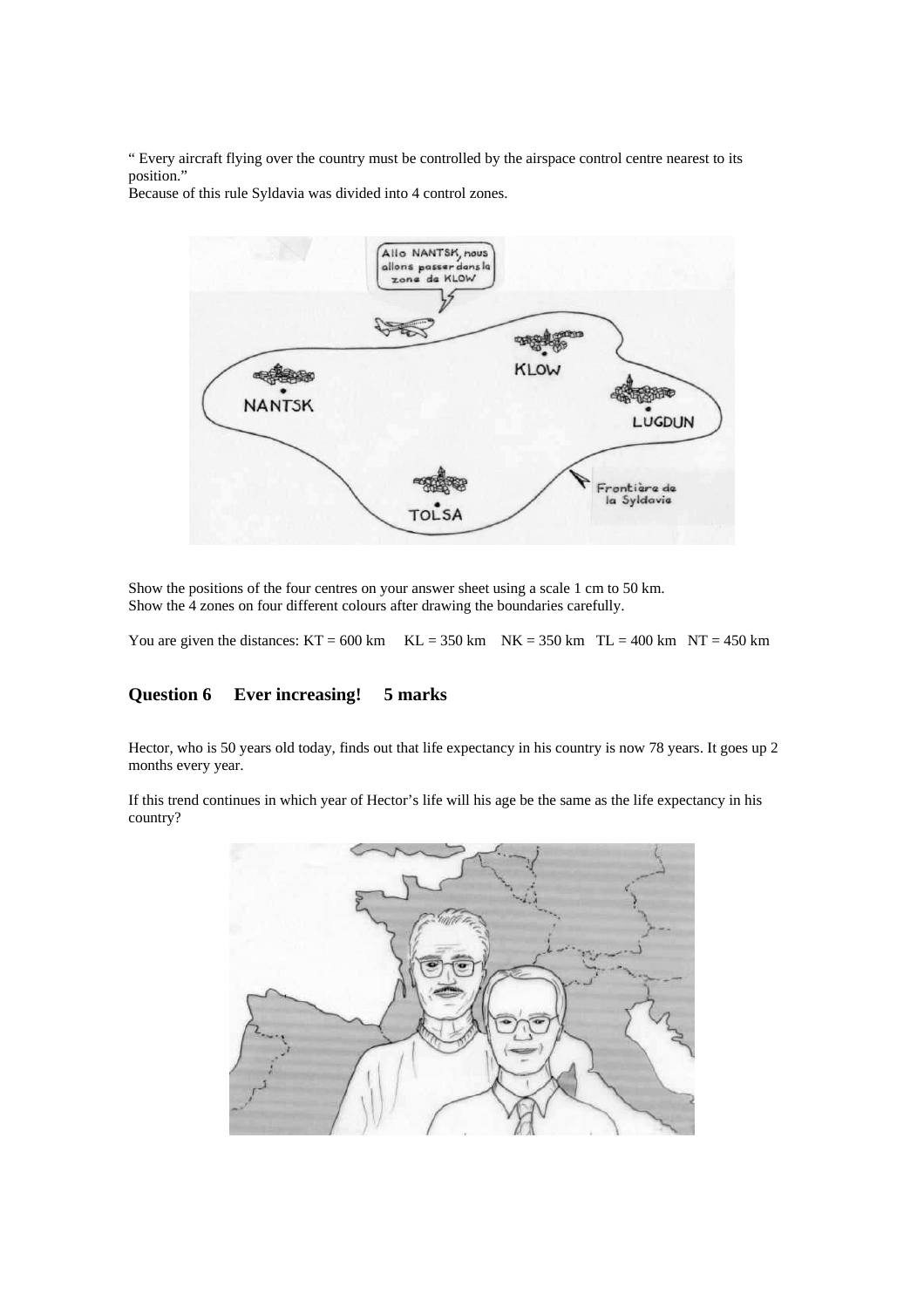" Every aircraft flying over the country must be controlled by the airspace control centre nearest to its position."
Because of this rule Syldavia was divided into 4 control zones.

Show the positions of the four centres on your answer sheet using a scale 1 cm to 50 km.
Show the 4 zones on four different colours after drawing the boundaries carefully.

You are given the distances: KT = 600 km KL = 350 km NK = 350 km TL = 400 km NT = 450 km

## Question 6 Ever increasing! 5 marks

Hector, who is 50 years old today, finds out that life expectancy in his country is now 78 years. It goes up 2 months every year.

If this trend continues in which year of Hector's life will his age be the same as the life expectancy in his country?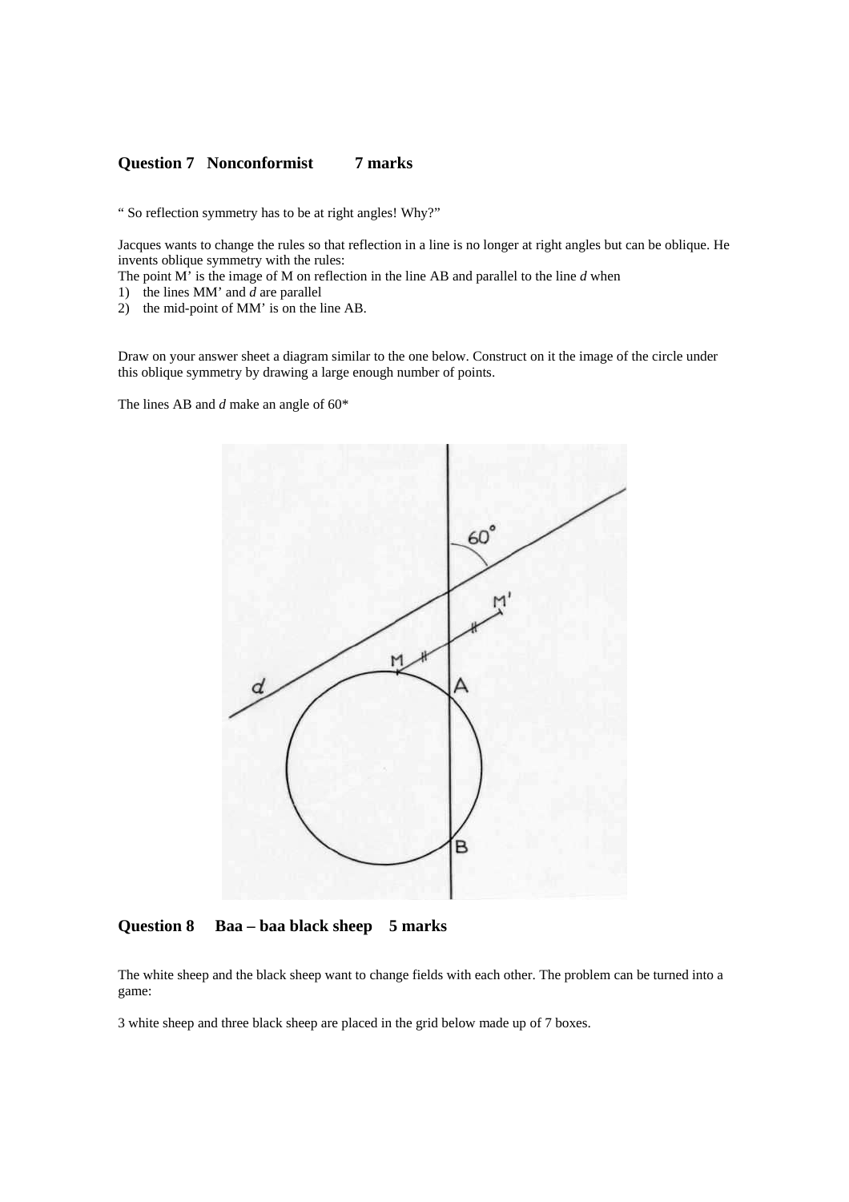## Question 7 Nonconformist 7 marks

" So reflection symmetry has to be at right angles! Why?"

Jacques wants to change the rules so that reflection in a line is no longer at right angles but can be oblique. He invents oblique symmetry with the rules:

The point M' is the image of M on reflection in the line AB and parallel to the line *d* when

1) the lines MM' and *d* are parallel
2) the mid-point of MM' is on the line AB.

Draw on your answer sheet a diagram similar to the one below. Construct on it the image of the circle under this oblique symmetry by drawing a large enough number of points.

The lines AB and *d* make an angle of 60*

## Question 8 Baa – baa black sheep 5 marks

The white sheep and the black sheep want to change fields with each other. The problem can be turned into a game:

3 white sheep and three black sheep are placed in the grid below made up of 7 boxes.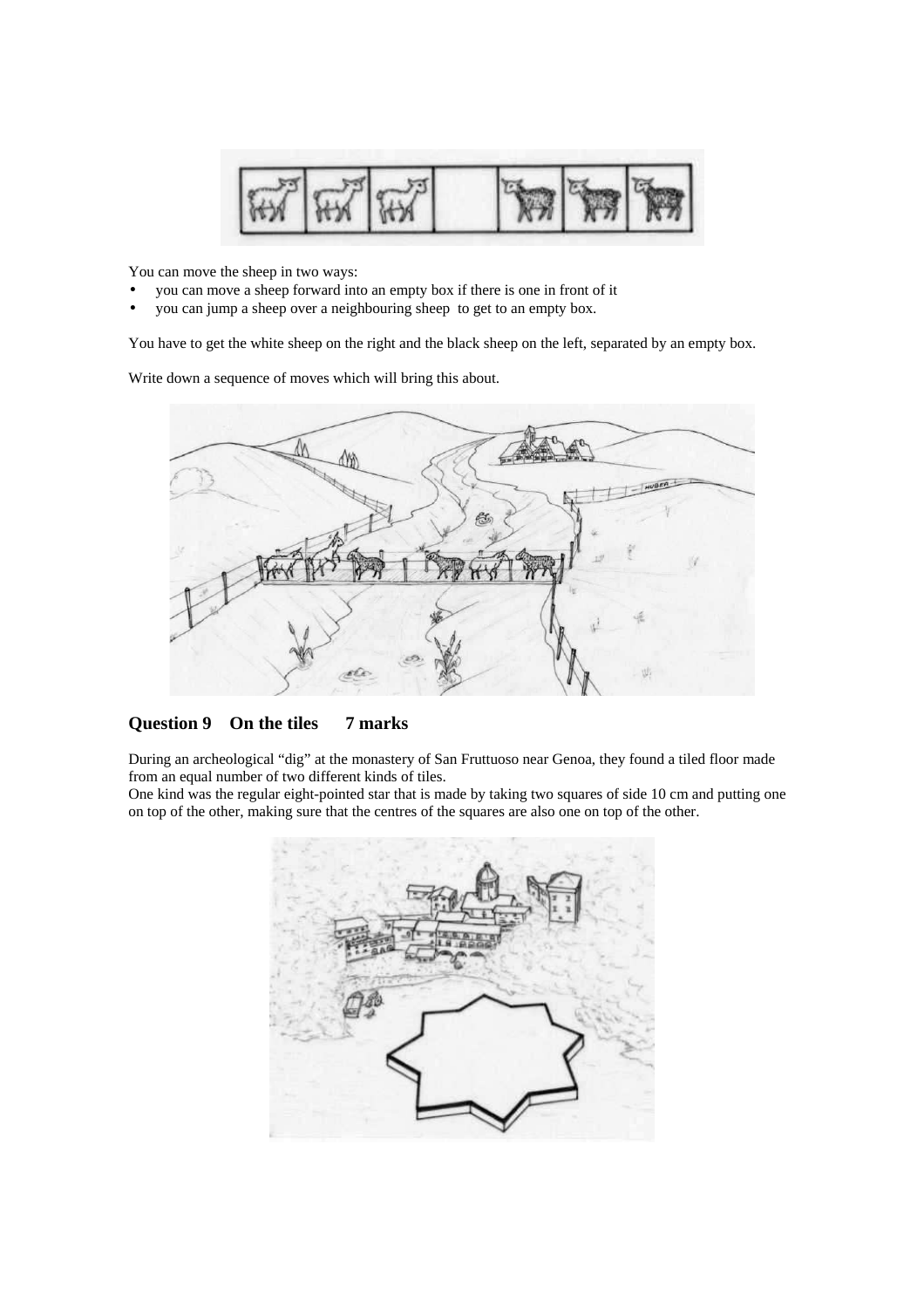You can move the sheep in two ways:

- you can move a sheep forward into an empty box if there is one in front of it
- you can jump a sheep over a neighbouring sheep to get to an empty box.

You have to get the white sheep on the right and the black sheep on the left, separated by an empty box.

Write down a sequence of moves which will bring this about.

## Question 9 On the tiles 7 marks

During an archeological "dig" at the monastery of San Fruttuoso near Genoa, they found a tiled floor made from an equal number of two different kinds of tiles.

One kind was the regular eight-pointed star that is made by taking two squares of side 10 cm and putting one on top of the other, making sure that the centres of the squares are also one on top of the other.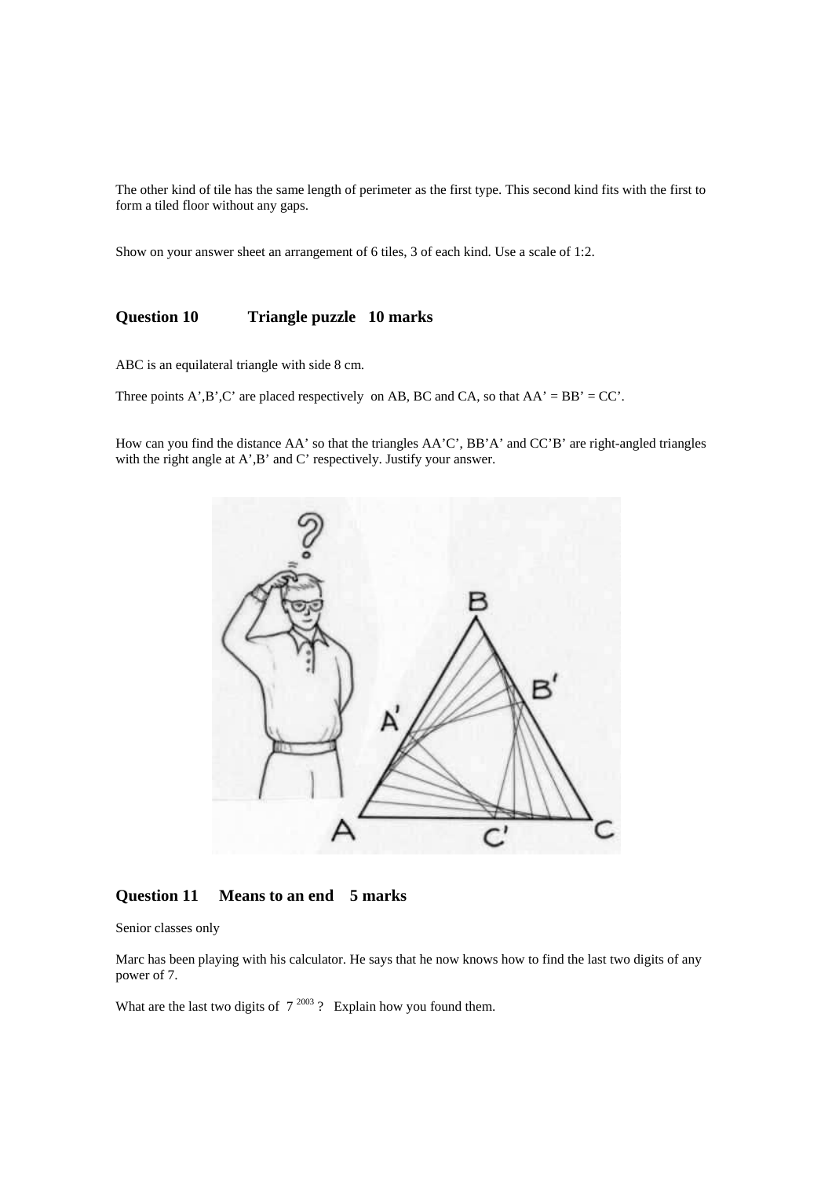The other kind of tile has the same length of perimeter as the first type. This second kind fits with the first to form a tiled floor without any gaps.

Show on your answer sheet an arrangement of 6 tiles, 3 of each kind. Use a scale of 1:2.

### Question 10 Triangle puzzle 10 marks

ABC is an equilateral triangle with side 8 cm.

Three points A',B',C' are placed respectively on AB, BC and CA, so that AA' = BB' = CC'.

How can you find the distance AA' so that the triangles AA'C', BB'A' and CC'B' are right-angled triangles with the right angle at A',B' and C' respectively. Justify your answer.

### Question 11 Means to an end 5 marks

Senior classes only

Marc has been playing with his calculator. He says that he now knows how to find the last two digits of any power of 7.

What are the last two digits of $7^{2003}$ ? Explain how you found them.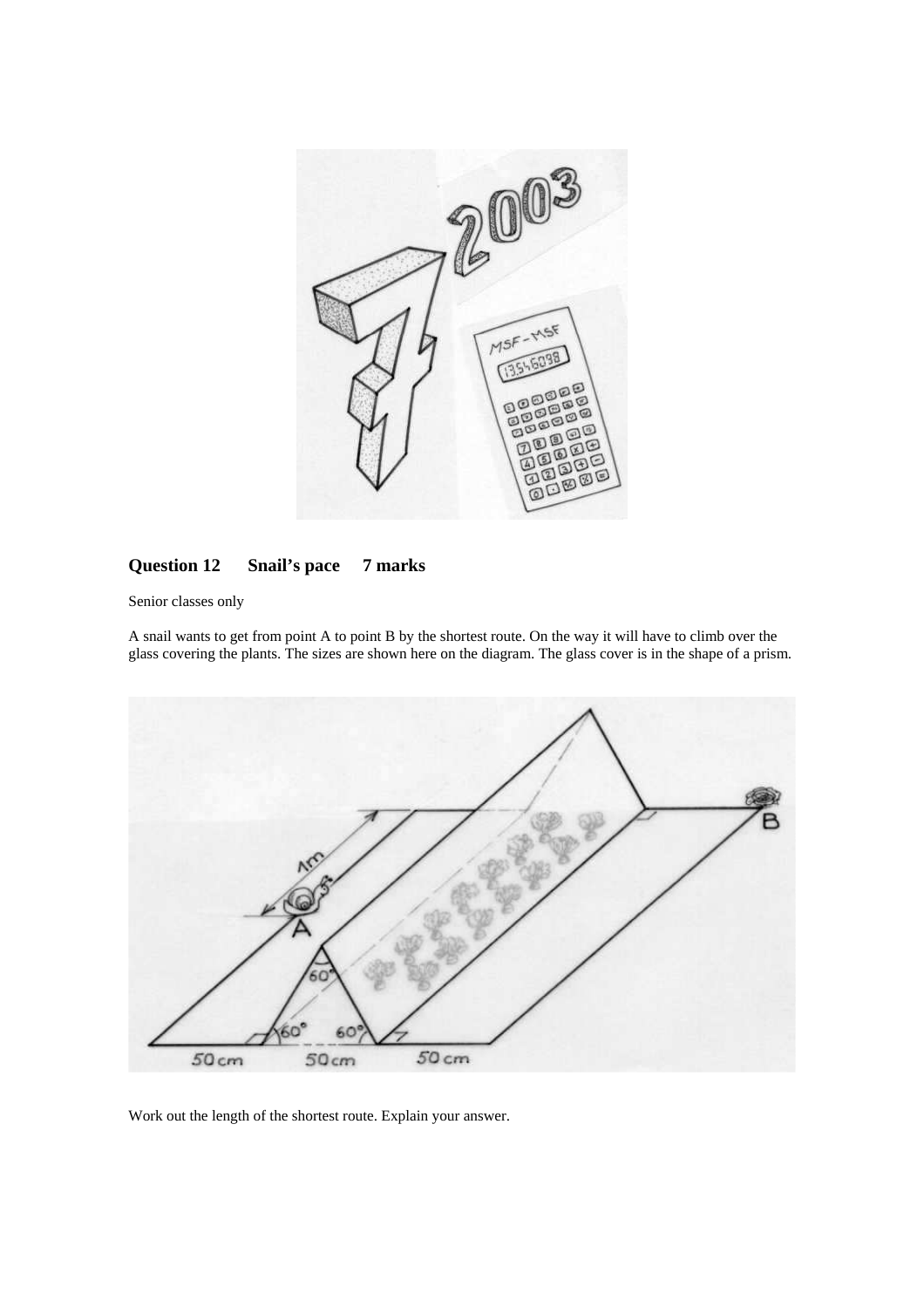## Question 12 Snail's pace 7 marks

Senior classes only

A snail wants to get from point A to point B by the shortest route. On the way it will have to climb over the glass covering the plants. The sizes are shown here on the diagram. The glass cover is in the shape of a prism.

Work out the length of the shortest route. Explain your answer.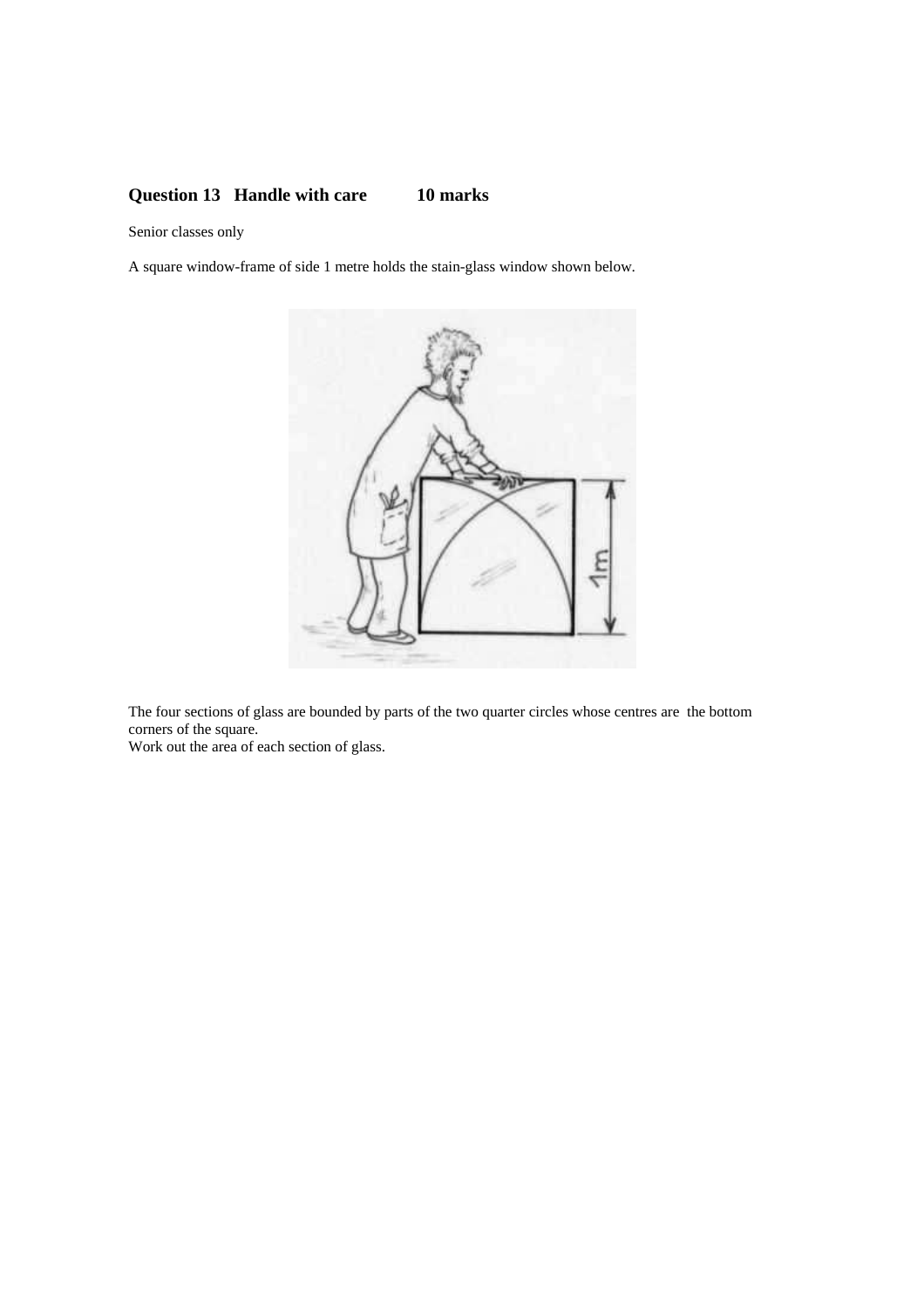**Question 13 Handle with care 10 marks**

Senior classes only

A square window-frame of side 1 metre holds the stain-glass window shown below.

The four sections of glass are bounded by parts of the two quarter circles whose centres are the bottom corners of the square.
Work out the area of each section of glass.